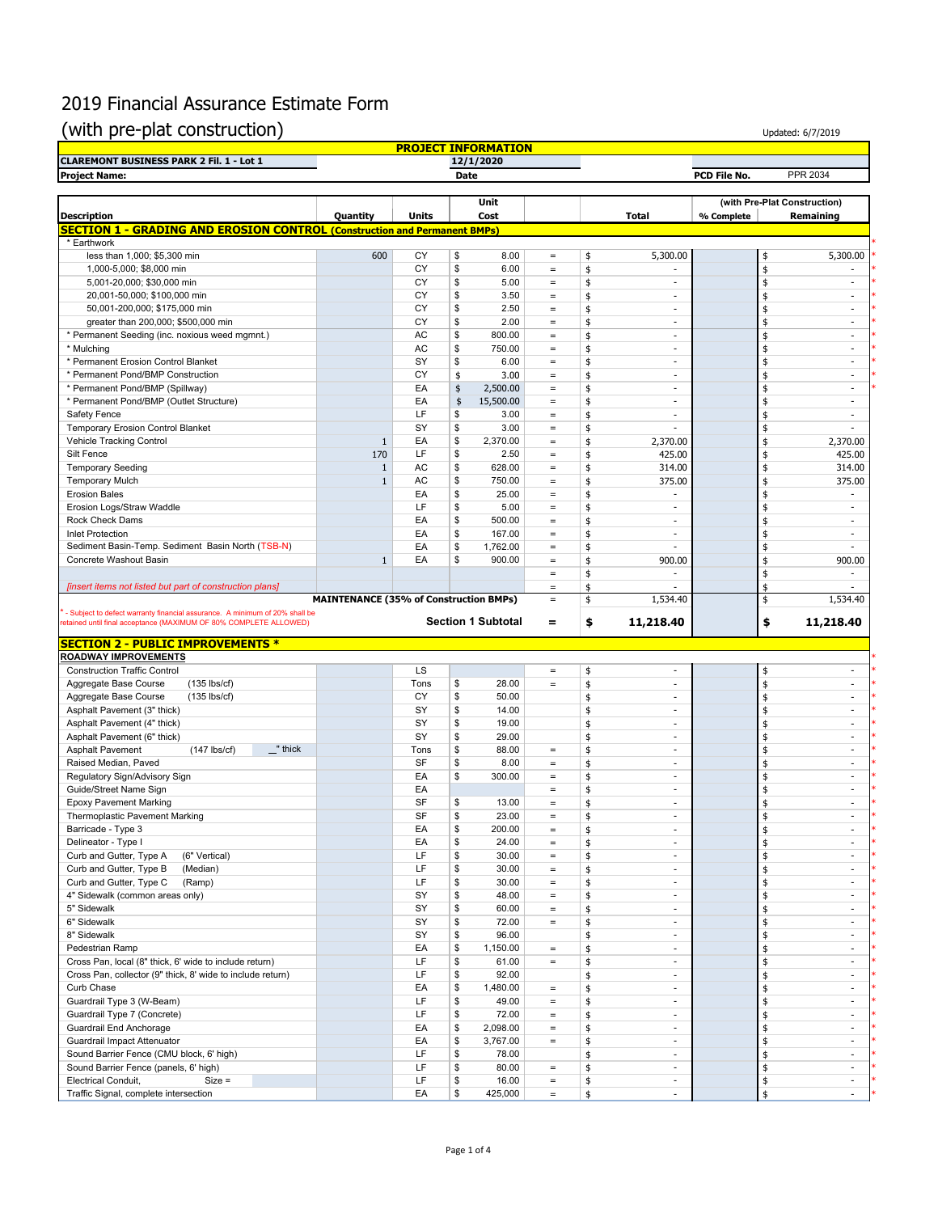# 2019 Financial Assurance Estimate Form

## (with pre-plat construction)

Updated: 6/7/2019

| PROJECT INFORMATION | | | |
|---|---|---|---|
| CLAREMONT BUSINESS PARK 2 Fil. 1 - Lot 1 | 12/1/2020 | | |
| Project Name: | Date | PCD File No. | PPR 2034 |

| Description | Quantity | Units | Unit Cost | | Total | % Complete (with Pre-Plat Construction) | Remaining (with Pre-Plat Construction) |
|---|---|---|---|---|---|---|---|
| **SECTION 1 - GRADING AND EROSION CONTROL (Construction and Permanent BMPs)** | | | | | | | |
| * Earthwork | | | | | | | |
| less than 1,000; $5,300 min | 600 | CY | $ 8.00 | = | $ 5,300.00 | | $ 5,300.00 |
| 1,000-5,000; $8,000 min | | CY | $ 6.00 | = | $ - | | $ - |
| 5,001-20,000; $30,000 min | | CY | $ 5.00 | = | $ - | | $ - |
| 20,001-50,000; $100,000 min | | CY | $ 3.50 | = | $ - | | $ - |
| 50,001-200,000; $175,000 min | | CY | $ 2.50 | = | $ - | | $ - |
| greater than 200,000; $500,000 min | | CY | $ 2.00 | = | $ - | | $ - |
| * Permanent Seeding (inc. noxious weed mgmnt.) | | AC | $ 800.00 | = | $ - | | $ - |
| * Mulching | | AC | $ 750.00 | = | $ - | | $ - |
| * Permanent Erosion Control Blanket | | SY | $ 6.00 | = | $ - | | $ - |
| * Permanent Pond/BMP Construction | | CY | $ 3.00 | = | $ - | | $ - |
| * Permanent Pond/BMP (Spillway) | | EA | $ 2,500.00 | = | $ - | | $ - |
| * Permanent Pond/BMP (Outlet Structure) | | EA | $ 15,500.00 | = | $ - | | $ - |
| Safety Fence | | LF | $ 3.00 | = | $ - | | $ - |
| Temporary Erosion Control Blanket | | SY | $ 3.00 | = | $ - | | $ - |
| Vehicle Tracking Control | 1 | EA | $ 2,370.00 | = | $ 2,370.00 | | $ 2,370.00 |
| Silt Fence | 170 | LF | $ 2.50 | = | $ 425.00 | | $ 425.00 |
| Temporary Seeding | 1 | AC | $ 628.00 | = | $ 314.00 | | $ 314.00 |
| Temporary Mulch | 1 | AC | $ 750.00 | = | $ 375.00 | | $ 375.00 |
| Erosion Bales | | EA | $ 25.00 | = | $ - | | $ - |
| Erosion Logs/Straw Waddle | | LF | $ 5.00 | = | $ - | | $ - |
| Rock Check Dams | | EA | $ 500.00 | = | $ - | | $ - |
| Inlet Protection | | EA | $ 167.00 | = | $ - | | $ - |
| Sediment Basin-Temp. Sediment Basin North (TSB-N) | | EA | $ 1,762.00 | = | $ - | | $ - |
| Concrete Washout Basin | 1 | EA | $ 900.00 | = | $ 900.00 | | $ 900.00 |
| | | | | = | $ - | | $ - |
| [insert items not listed but part of construction plans] | | | | = | $ - | | $ - |
| MAINTENANCE (35% of Construction BMPs) | | | | = | $ 1,534.40 | | $ 1,534.40 |
| * - Subject to defect warranty financial assurance. A minimum of 20% shall be retained until final acceptance (MAXIMUM OF 80% COMPLETE ALLOWED) | | | Section 1 Subtotal | = | **$ 11,218.40** | | **$ 11,218.40** |
| **SECTION 2 - PUBLIC IMPROVEMENTS *** | | | | | | | |
| **ROADWAY IMPROVEMENTS** | | | | | | | |
| Construction Traffic Control | | LS | | = | $ - | | $ - |
| Aggregate Base Course (135 lbs/cf) | | Tons | $ 28.00 | = | $ - | | $ - |
| Aggregate Base Course (135 lbs/cf) | | CY | $ 50.00 | | $ - | | $ - |
| Asphalt Pavement (3" thick) | | SY | $ 14.00 | | $ - | | $ - |
| Asphalt Pavement (4" thick) | | SY | $ 19.00 | | $ - | | $ - |
| Asphalt Pavement (6" thick) | | SY | $ 29.00 | | $ - | | $ - |
| Asphalt Pavement (147 lbs/cf) __" thick | | Tons | $ 88.00 | = | $ - | | $ - |
| Raised Median, Paved | | SF | $ 8.00 | = | $ - | | $ - |
| Regulatory Sign/Advisory Sign | | EA | $ 300.00 | = | $ - | | $ - |
| Guide/Street Name Sign | | EA | | = | $ - | | $ - |
| Epoxy Pavement Marking | | SF | $ 13.00 | = | $ - | | $ - |
| Thermoplastic Pavement Marking | | SF | $ 23.00 | = | $ - | | $ - |
| Barricade - Type 3 | | EA | $ 200.00 | = | $ - | | $ - |
| Delineator - Type I | | EA | $ 24.00 | = | $ - | | $ - |
| Curb and Gutter, Type A (6" Vertical) | | LF | $ 30.00 | = | $ - | | $ - |
| Curb and Gutter, Type B (Median) | | LF | $ 30.00 | = | $ - | | $ - |
| Curb and Gutter, Type C (Ramp) | | LF | $ 30.00 | = | $ - | | $ - |
| 4" Sidewalk (common areas only) | | SY | $ 48.00 | = | $ - | | $ - |
| 5" Sidewalk | | SY | $ 60.00 | = | $ - | | $ - |
| 6" Sidewalk | | SY | $ 72.00 | = | $ - | | $ - |
| 8" Sidewalk | | SY | $ 96.00 | | $ - | | $ - |
| Pedestrian Ramp | | EA | $ 1,150.00 | = | $ - | | $ - |
| Cross Pan, local (8" thick, 6' wide to include return) | | LF | $ 61.00 | = | $ - | | $ - |
| Cross Pan, collector (9" thick, 8' wide to include return) | | LF | $ 92.00 | | $ - | | $ - |
| Curb Chase | | EA | $ 1,480.00 | = | $ - | | $ - |
| Guardrail Type 3 (W-Beam) | | LF | $ 49.00 | = | $ - | | $ - |
| Guardrail Type 7 (Concrete) | | LF | $ 72.00 | = | $ - | | $ - |
| Guardrail End Anchorage | | EA | $ 2,098.00 | = | $ - | | $ - |
| Guardrail Impact Attenuator | | EA | $ 3,767.00 | = | $ - | | $ - |
| Sound Barrier Fence (CMU block, 6' high) | | LF | $ 78.00 | | $ - | | $ - |
| Sound Barrier Fence (panels, 6' high) | | LF | $ 80.00 | = | $ - | | $ - |
| Electrical Conduit, Size = | | LF | $ 16.00 | = | $ - | | $ - |
| Traffic Signal, complete intersection | | EA | $ 425,000 | = | $ - | | $ - |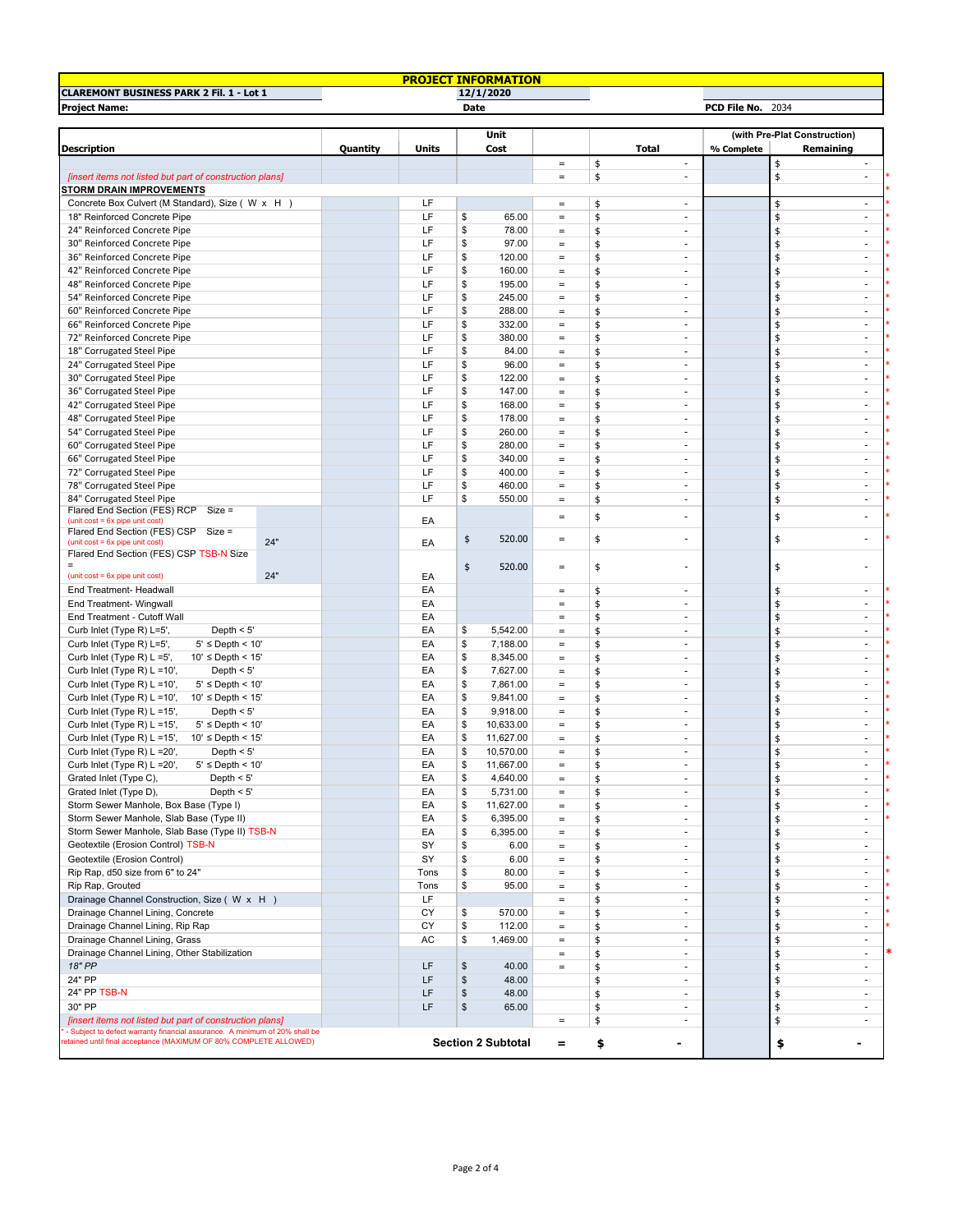| PROJECT INFORMATION | | | |
|---|---|---|---|
| CLAREMONT BUSINESS PARK 2 Fil. 1 - Lot 1 | 12/1/2020 | | |
| **Project Name:** | **Date** | **PCD File No.** | 2034 |

| Description | Quantity | Units | Unit Cost | | Total | (with Pre-Plat Construction) % Complete | Remaining | |
|---|---|---|---|---|---|---|---|---|
| | | | | = | $ - | | $ - | |
| *[insert items not listed but part of construction plans]* | | | | = | $ - | | $ - | * |
| **STORM DRAIN IMPROVEMENTS** | | | | | | | | * |
| Concrete Box Culvert (M Standard), Size ( W x H ) | | LF | | = | $ - | | $ - | * |
| 18" Reinforced Concrete Pipe | | LF | $ 65.00 | = | $ - | | $ - | * |
| 24" Reinforced Concrete Pipe | | LF | $ 78.00 | = | $ - | | $ - | * |
| 30" Reinforced Concrete Pipe | | LF | $ 97.00 | = | $ - | | $ - | * |
| 36" Reinforced Concrete Pipe | | LF | $ 120.00 | = | $ - | | $ - | * |
| 42" Reinforced Concrete Pipe | | LF | $ 160.00 | = | $ - | | $ - | * |
| 48" Reinforced Concrete Pipe | | LF | $ 195.00 | = | $ - | | $ - | * |
| 54" Reinforced Concrete Pipe | | LF | $ 245.00 | = | $ - | | $ - | * |
| 60" Reinforced Concrete Pipe | | LF | $ 288.00 | = | $ - | | $ - | * |
| 66" Reinforced Concrete Pipe | | LF | $ 332.00 | = | $ - | | $ - | * |
| 72" Reinforced Concrete Pipe | | LF | $ 380.00 | = | $ - | | $ - | * |
| 18" Corrugated Steel Pipe | | LF | $ 84.00 | = | $ - | | $ - | * |
| 24" Corrugated Steel Pipe | | LF | $ 96.00 | = | $ - | | $ - | * |
| 30" Corrugated Steel Pipe | | LF | $ 122.00 | = | $ - | | $ - | * |
| 36" Corrugated Steel Pipe | | LF | $ 147.00 | = | $ - | | $ - | * |
| 42" Corrugated Steel Pipe | | LF | $ 168.00 | = | $ - | | $ - | * |
| 48" Corrugated Steel Pipe | | LF | $ 178.00 | = | $ - | | $ - | * |
| 54" Corrugated Steel Pipe | | LF | $ 260.00 | = | $ - | | $ - | * |
| 60" Corrugated Steel Pipe | | LF | $ 280.00 | = | $ - | | $ - | * |
| 66" Corrugated Steel Pipe | | LF | $ 340.00 | = | $ - | | $ - | * |
| 72" Corrugated Steel Pipe | | LF | $ 400.00 | = | $ - | | $ - | * |
| 78" Corrugated Steel Pipe | | LF | $ 460.00 | = | $ - | | $ - | * |
| 84" Corrugated Steel Pipe | | LF | $ 550.00 | = | $ - | | $ - | * |
| Flared End Section (FES) RCP Size = (unit cost = 6x pipe unit cost) | | EA | | = | $ - | | $ - | * |
| Flared End Section (FES) CSP Size = 24" (unit cost = 6x pipe unit cost) | | EA | $ 520.00 | = | $ - | | $ - | * |
| Flared End Section (FES) CSP TSB-N Size = 24" (unit cost = 6x pipe unit cost) | | EA | $ 520.00 | = | $ - | | $ - | |
| End Treatment- Headwall | | EA | | = | $ - | | $ - | * |
| End Treatment- Wingwall | | EA | | = | $ - | | $ - | * |
| End Treatment - Cutoff Wall | | EA | | = | $ - | | $ - | * |
| Curb Inlet (Type R) L=5', Depth < 5' | | EA | $ 5,542.00 | = | $ - | | $ - | * |
| Curb Inlet (Type R) L=5', 5' ≤ Depth < 10' | | EA | $ 7,188.00 | = | $ - | | $ - | * |
| Curb Inlet (Type R) L =5', 10' ≤ Depth < 15' | | EA | $ 8,345.00 | = | $ - | | $ - | * |
| Curb Inlet (Type R) L =10', Depth < 5' | | EA | $ 7,627.00 | = | $ - | | $ - | * |
| Curb Inlet (Type R) L =10', 5' ≤ Depth < 10' | | EA | $ 7,861.00 | = | $ - | | $ - | * |
| Curb Inlet (Type R) L =10', 10' ≤ Depth < 15' | | EA | $ 9,841.00 | = | $ - | | $ - | * |
| Curb Inlet (Type R) L =15', Depth < 5' | | EA | $ 9,918.00 | = | $ - | | $ - | * |
| Curb Inlet (Type R) L =15', 5' ≤ Depth < 10' | | EA | $ 10,633.00 | = | $ - | | $ - | * |
| Curb Inlet (Type R) L =15', 10' ≤ Depth < 15' | | EA | $ 11,627.00 | = | $ - | | $ - | * |
| Curb Inlet (Type R) L =20', Depth < 5' | | EA | $ 10,570.00 | = | $ - | | $ - | * |
| Curb Inlet (Type R) L =20', 5' ≤ Depth < 10' | | EA | $ 11,667.00 | = | $ - | | $ - | * |
| Grated Inlet (Type C), Depth < 5' | | EA | $ 4,640.00 | = | $ - | | $ - | * |
| Grated Inlet (Type D), Depth < 5' | | EA | $ 5,731.00 | = | $ - | | $ - | * |
| Storm Sewer Manhole, Box Base (Type I) | | EA | $ 11,627.00 | = | $ - | | $ - | * |
| Storm Sewer Manhole, Slab Base (Type II) | | EA | $ 6,395.00 | = | $ - | | $ - | * |
| Storm Sewer Manhole, Slab Base (Type II) TSB-N | | EA | $ 6,395.00 | = | $ - | | $ - | |
| Geotextile (Erosion Control) TSB-N | | SY | $ 6.00 | = | $ - | | $ - | |
| Geotextile (Erosion Control) | | SY | $ 6.00 | = | $ - | | $ - | * |
| Rip Rap, d50 size from 6" to 24" | | Tons | $ 80.00 | = | $ - | | $ - | * |
| Rip Rap, Grouted | | Tons | $ 95.00 | = | $ - | | $ - | * |
| Drainage Channel Construction, Size ( W x H ) | | LF | | = | $ - | | $ - | * |
| Drainage Channel Lining, Concrete | | CY | $ 570.00 | = | $ - | | $ - | * |
| Drainage Channel Lining, Rip Rap | | CY | $ 112.00 | = | $ - | | $ - | * |
| Drainage Channel Lining, Grass | | AC | $ 1,469.00 | = | $ - | | $ - | |
| Drainage Channel Lining, Other Stabilization | | | | = | $ - | | $ - | * |
| *18" PP* | | LF | $ 40.00 | = | $ - | | $ - | |
| 24" PP | | LF | $ 48.00 | | $ - | | $ - | |
| 24" PP TSB-N | | LF | $ 48.00 | | $ - | | $ - | |
| 30" PP | | LF | $ 65.00 | | $ - | | $ - | |
| *[insert items not listed but part of construction plans]* | | | | = | $ - | | $ - | |
| * - Subject to defect warranty financial assurance. A minimum of 20% shall be retained until final acceptance (MAXIMUM OF 80% COMPLETE ALLOWED) | | | **Section 2 Subtotal** | **=** | **$ -** | | **$ -** | |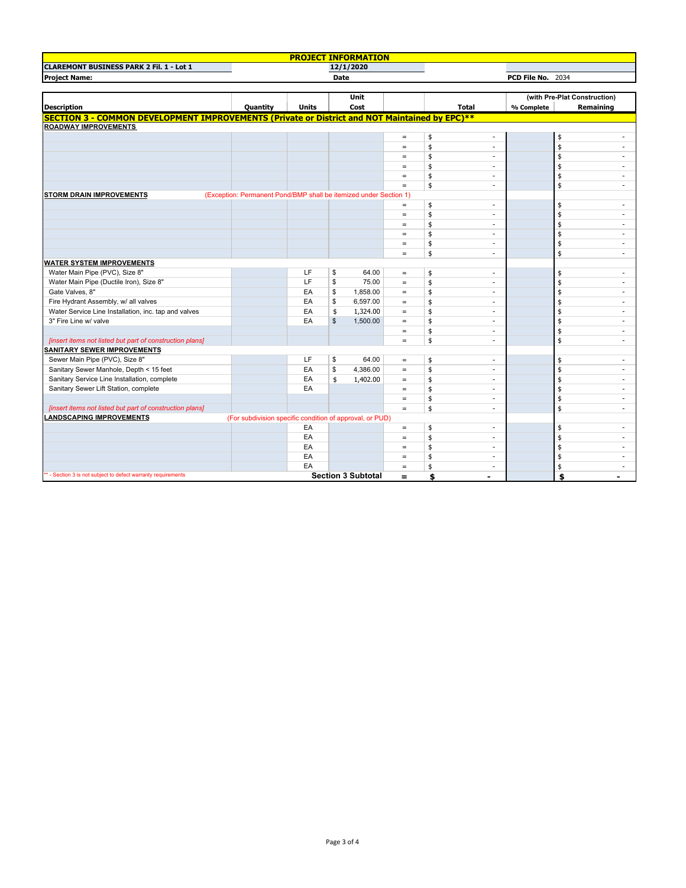| PROJECT INFORMATION | | | | | | | |
|---|---|---|---|---|---|---|---|
| CLAREMONT BUSINESS PARK 2 Fil. 1 - Lot 1 | | | 12/1/2020 | | | | |
| Project Name: | | | Date | | | PCD File No. 2034 | |

| Description | Quantity | Units | Unit Cost | | Total | (with Pre-Plat Construction) % Complete | Remaining |
|---|---|---|---|---|---|---|---|
| **SECTION 3 - COMMON DEVELOPMENT IMPROVEMENTS (Private or District and NOT Maintained by EPC)**** | | | | | | | |
| **ROADWAY IMPROVEMENTS** | | | | | | | |
| | | | | = | $ - | | $ - |
| | | | | = | $ - | | $ - |
| | | | | = | $ - | | $ - |
| | | | | = | $ - | | $ - |
| | | | | = | $ - | | $ - |
| | | | | = | $ - | | $ - |
| **STORM DRAIN IMPROVEMENTS** (Exception: Permanent Pond/BMP shall be itemized under Section 1) | | | | | | | |
| | | | | = | $ - | | $ - |
| | | | | = | $ - | | $ - |
| | | | | = | $ - | | $ - |
| | | | | = | $ - | | $ - |
| | | | | = | $ - | | $ - |
| | | | | = | $ - | | $ - |
| **WATER SYSTEM IMPROVEMENTS** | | | | | | | |
| Water Main Pipe (PVC), Size 8" | | LF | $ 64.00 | = | $ - | | $ - |
| Water Main Pipe (Ductile Iron), Size 8" | | LF | $ 75.00 | = | $ - | | $ - |
| Gate Valves, 8" | | EA | $ 1,858.00 | = | $ - | | $ - |
| Fire Hydrant Assembly, w/ all valves | | EA | $ 6,597.00 | = | $ - | | $ - |
| Water Service Line Installation, inc. tap and valves | | EA | $ 1,324.00 | = | $ - | | $ - |
| 3" Fire Line w/ valve | | EA | $ 1,500.00 | = | $ - | | $ - |
| | | | | = | $ - | | $ - |
| *[insert items not listed but part of construction plans]* | | | | = | $ - | | $ - |
| **SANITARY SEWER IMPROVEMENTS** | | | | | | | |
| Sewer Main Pipe (PVC), Size 8" | | LF | $ 64.00 | = | $ - | | $ - |
| Sanitary Sewer Manhole, Depth < 15 feet | | EA | $ 4,386.00 | = | $ - | | $ - |
| Sanitary Service Line Installation, complete | | EA | $ 1,402.00 | = | $ - | | $ - |
| Sanitary Sewer Lift Station, complete | | EA | | = | $ - | | $ - |
| | | | | = | $ - | | $ - |
| *[insert items not listed but part of construction plans]* | | | | = | $ - | | $ - |
| **LANDSCAPING IMPROVEMENTS** (For subdivision specific condition of approval, or PUD) | | | | | | | |
| | | EA | | = | $ - | | $ - |
| | | EA | | = | $ - | | $ - |
| | | EA | | = | $ - | | $ - |
| | | EA | | = | $ - | | $ - |
| | | EA | | = | $ - | | $ - |
| ** - Section 3 is not subject to defect warranty requirements | | | **Section 3 Subtotal** | **=** | **$ -** | | **$ -** |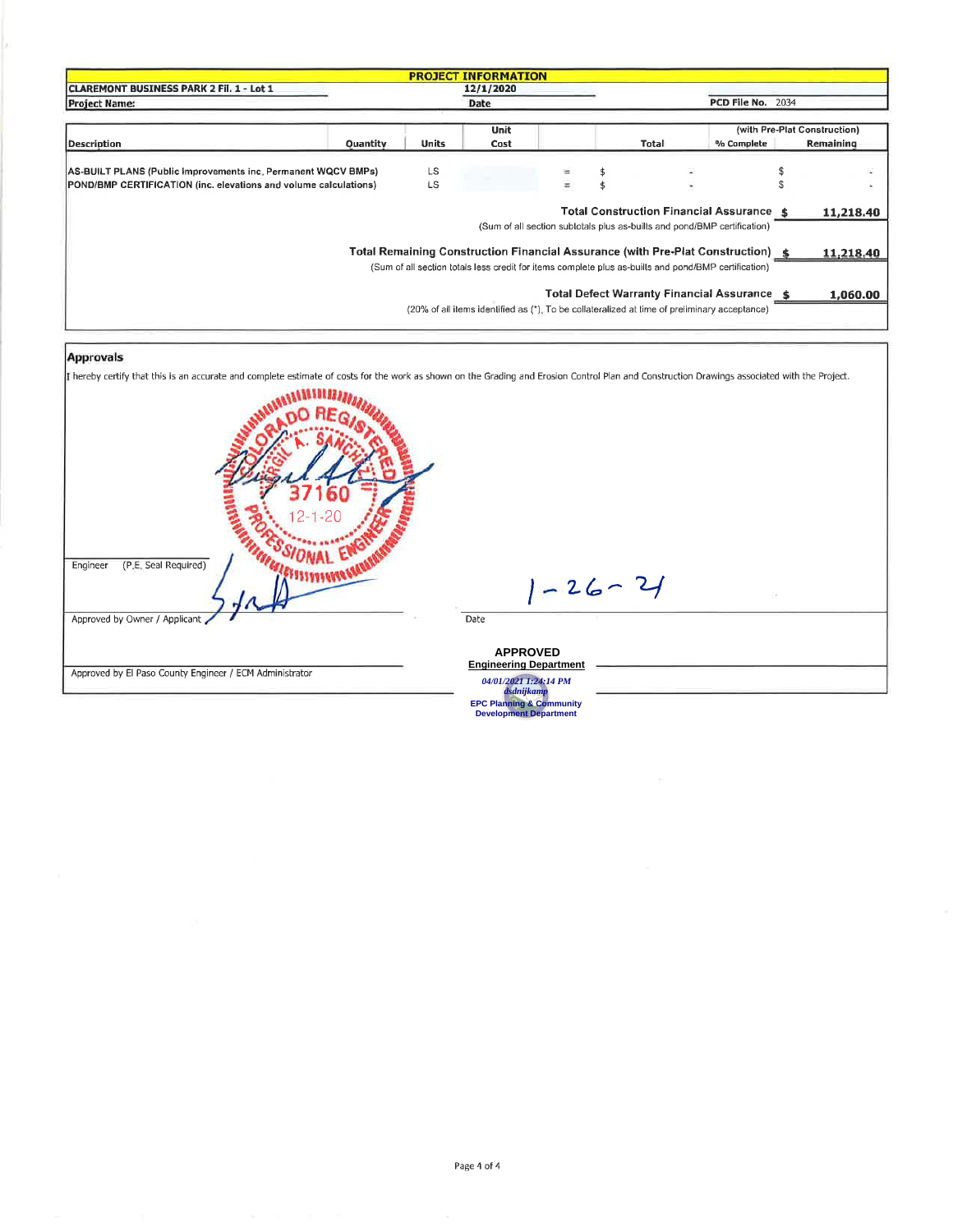## PROJECT INFORMATION

| | | |
|---|---|---|
| CLAREMONT BUSINESS PARK 2 Fil. 1 - Lot 1 | 12/1/2020 | |
| **Project Name:** | **Date** | **PCD File No.** 2034 |

| Description | Quantity | Units | Unit Cost | | Total | (with Pre-Plat Construction) % Complete | Remaining |
|---|---|---|---|---|---|---|---|
| AS-BUILT PLANS (Public Improvements inc. Permanent WQCV BMPs) | | LS | | = | $ - | | $ - |
| POND/BMP CERTIFICATION (inc. elevations and volume calculations) | | LS | | = | $ - | | $ - |

**Total Construction Financial Assurance $ 11,218.40**
(Sum of all section subtotals plus as-builts and pond/BMP certification)

**Total Remaining Construction Financial Assurance (with Pre-Plat Construction) $ 11,218.40**
(Sum of all section totals less credit for items complete plus as-builts and pond/BMP certification)

**Total Defect Warranty Financial Assurance $ 1,060.00**
(20% of all items identified as (*). To be collateralized at time of preliminary acceptance)

## Approvals

I hereby certify that this is an accurate and complete estimate of costs for the work as shown on the Grading and Erosion Control Plan and Construction Drawings associated with the Project.

COLORADO REGISTERED PROFESSIONAL ENGINEER
VIRGIL A. SANCHEZ
37160
12-1-20

Engineer (P.E. Seal Required)

Approved by Owner / Applicant

Date: 1-26-21

Approved by El Paso County Engineer / ECM Administrator

**APPROVED**
**Engineering Department**
*04/01/2021 1:24:14 PM*
*dsdnijkamp*
**EPC Planning & Community Development Department**